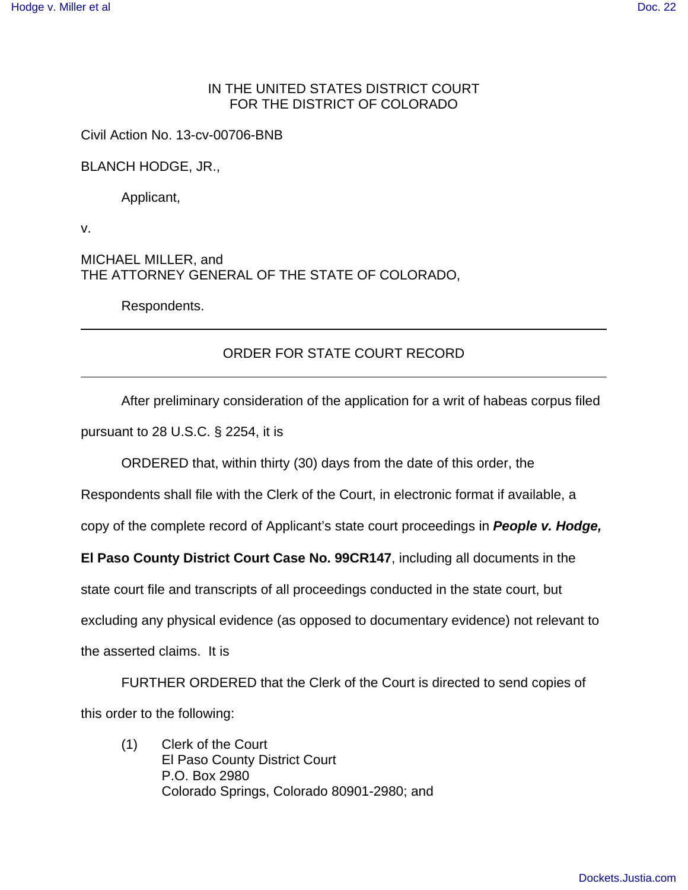IN THE UNITED STATES DISTRICT COURT
FOR THE DISTRICT OF COLORADO

Civil Action No. 13-cv-00706-BNB

BLANCH HODGE, JR.,

Applicant,

v.

MICHAEL MILLER, and
THE ATTORNEY GENERAL OF THE STATE OF COLORADO,

Respondents.

---

ORDER FOR STATE COURT RECORD

---

After preliminary consideration of the application for a writ of habeas corpus filed pursuant to 28 U.S.C. § 2254, it is

ORDERED that, within thirty (30) days from the date of this order, the Respondents shall file with the Clerk of the Court, in electronic format if available, a copy of the complete record of Applicant's state court proceedings in ***People v. Hodge,*** **El Paso County District Court Case No. 99CR147**, including all documents in the state court file and transcripts of all proceedings conducted in the state court, but excluding any physical evidence (as opposed to documentary evidence) not relevant to the asserted claims. It is

FURTHER ORDERED that the Clerk of the Court is directed to send copies of this order to the following:

(1) Clerk of the Court
El Paso County District Court
P.O. Box 2980
Colorado Springs, Colorado 80901-2980; and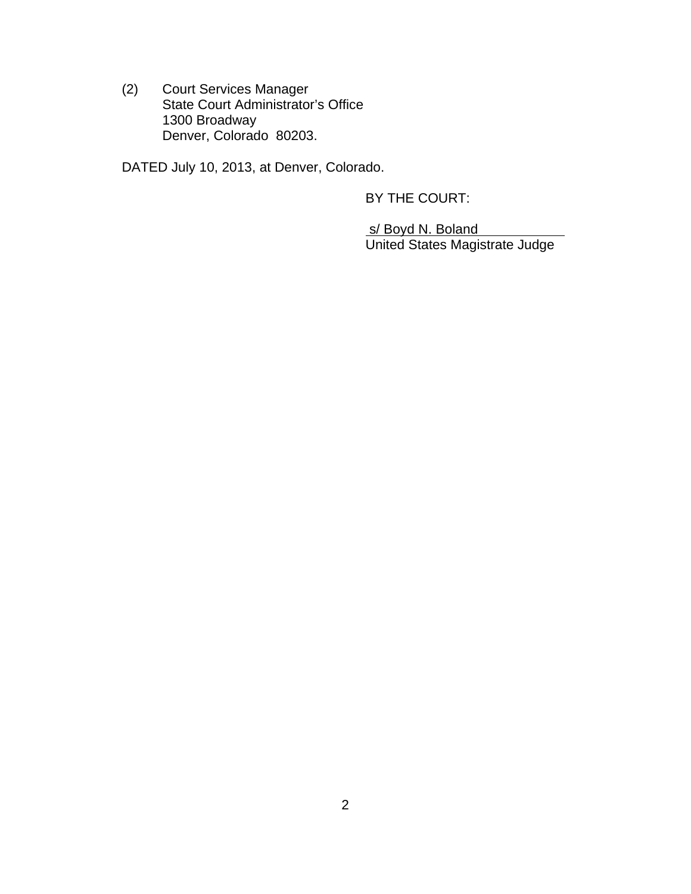(2) Court Services Manager
State Court Administrator's Office
1300 Broadway
Denver, Colorado 80203.

DATED July 10, 2013, at Denver, Colorado.

BY THE COURT:

s/ Boyd N. Boland
United States Magistrate Judge